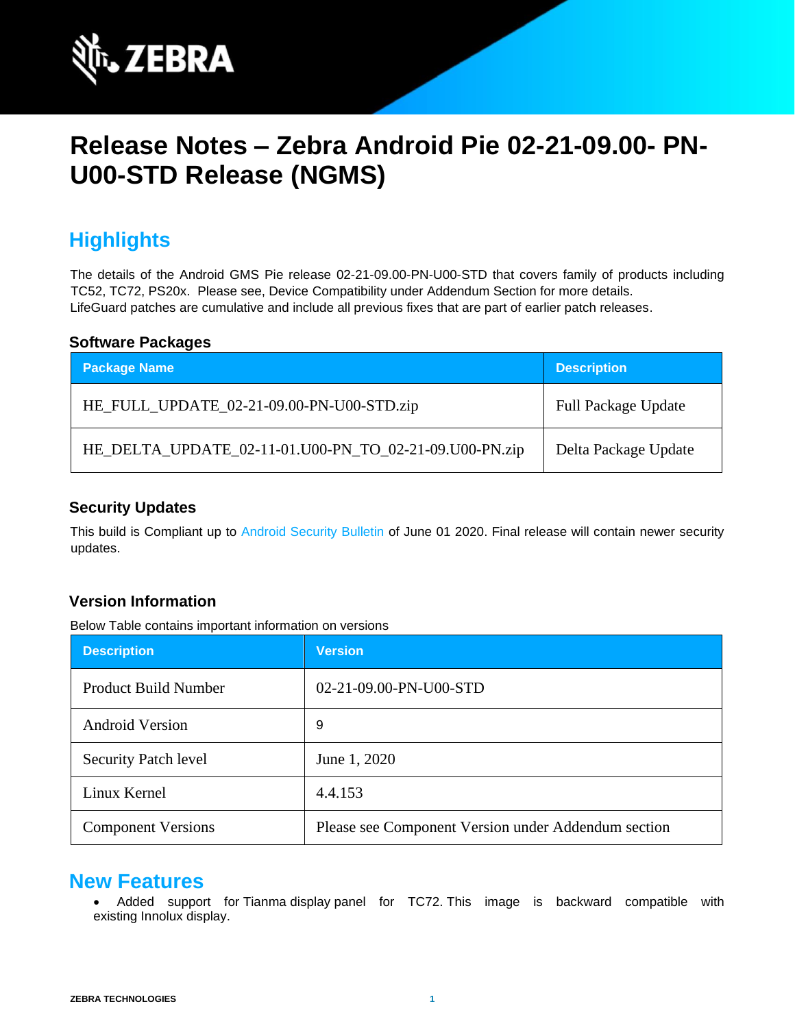# Release Notes – Zebra Android Pie 02-21-09.00- PN-U00-STD Release (NGMS)

## Highlights

The details of the Android GMS Pie release 02-21-09.00-PN-U00-STD that covers family of products including TC52, TC72, PS20x. Please see, Device Compatibility under Addendum Section for more details.
LifeGuard patches are cumulative and include all previous fixes that are part of earlier patch releases.

### Software Packages

| Package Name | Description |
|---|---|
| HE_FULL_UPDATE_02-21-09.00-PN-U00-STD.zip | Full Package Update |
| HE_DELTA_UPDATE_02-11-01.U00-PN_TO_02-21-09.U00-PN.zip | Delta Package Update |

### Security Updates

This build is Compliant up to Android Security Bulletin of June 01 2020. Final release will contain newer security updates.

### Version Information

Below Table contains important information on versions

| Description | Version |
|---|---|
| Product Build Number | 02-21-09.00-PN-U00-STD |
| Android Version | 9 |
| Security Patch level | June 1, 2020 |
| Linux Kernel | 4.4.153 |
| Component Versions | Please see Component Version under Addendum section |

## New Features

- Added support for Tianma display panel for TC72. This image is backward compatible with existing Innolux display.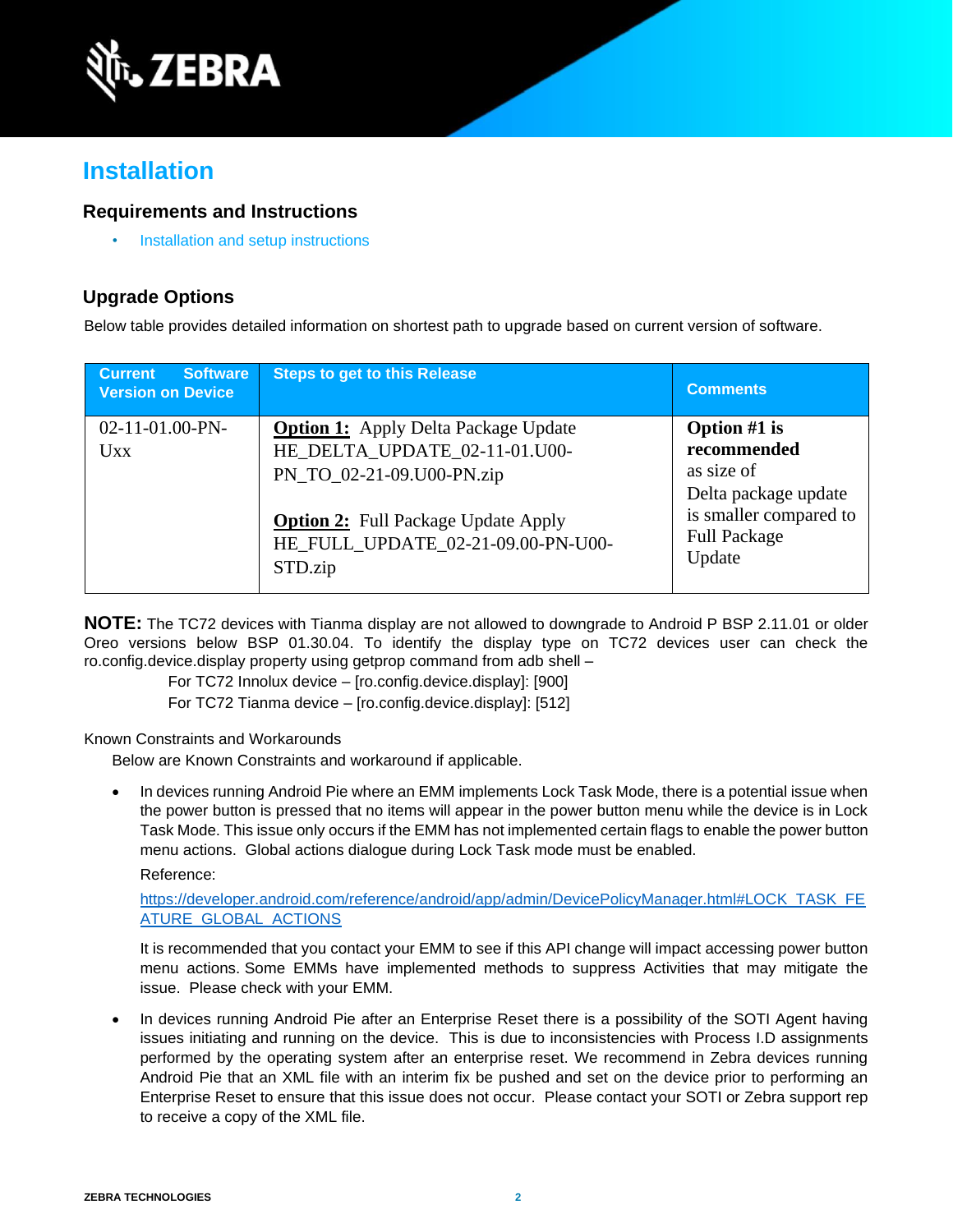# Installation

## Requirements and Instructions

- Installation and setup instructions

## Upgrade Options

Below table provides detailed information on shortest path to upgrade based on current version of software.

| Current Software Version on Device | Steps to get to this Release | Comments |
|---|---|---|
| 02-11-01.00-PN-Uxx | **Option 1:** Apply Delta Package Update HE_DELTA_UPDATE_02-11-01.U00-PN_TO_02-21-09.U00-PN.zip<br><br>**Option 2:** Full Package Update Apply HE_FULL_UPDATE_02-21-09.00-PN-U00-STD.zip | **Option #1 is recommended** as size of Delta package update is smaller compared to Full Package Update |

**NOTE:** The TC72 devices with Tianma display are not allowed to downgrade to Android P BSP 2.11.01 or older Oreo versions below BSP 01.30.04. To identify the display type on TC72 devices user can check the ro.config.device.display property using getprop command from adb shell –

For TC72 Innolux device – [ro.config.device.display]: [900]

For TC72 Tianma device – [ro.config.device.display]: [512]

Known Constraints and Workarounds

Below are Known Constraints and workaround if applicable.

- In devices running Android Pie where an EMM implements Lock Task Mode, there is a potential issue when the power button is pressed that no items will appear in the power button menu while the device is in Lock Task Mode. This issue only occurs if the EMM has not implemented certain flags to enable the power button menu actions. Global actions dialogue during Lock Task mode must be enabled.

  Reference:

  https://developer.android.com/reference/android/app/admin/DevicePolicyManager.html#LOCK_TASK_FEATURE_GLOBAL_ACTIONS

  It is recommended that you contact your EMM to see if this API change will impact accessing power button menu actions. Some EMMs have implemented methods to suppress Activities that may mitigate the issue. Please check with your EMM.

- In devices running Android Pie after an Enterprise Reset there is a possibility of the SOTI Agent having issues initiating and running on the device. This is due to inconsistencies with Process I.D assignments performed by the operating system after an enterprise reset. We recommend in Zebra devices running Android Pie that an XML file with an interim fix be pushed and set on the device prior to performing an Enterprise Reset to ensure that this issue does not occur. Please contact your SOTI or Zebra support rep to receive a copy of the XML file.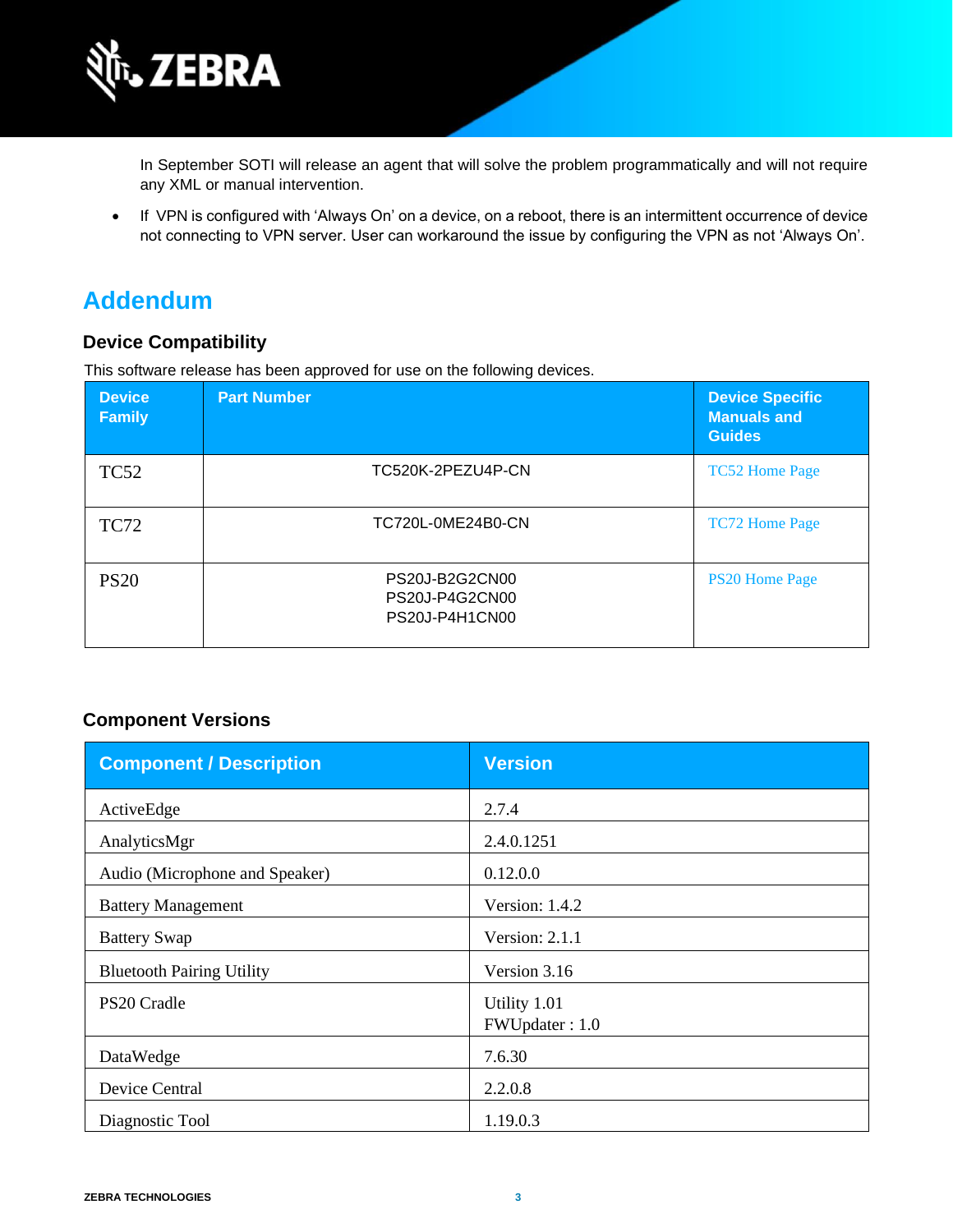In September SOTI will release an agent that will solve the problem programmatically and will not require any XML or manual intervention.

- If VPN is configured with 'Always On' on a device, on a reboot, there is an intermittent occurrence of device not connecting to VPN server. User can workaround the issue by configuring the VPN as not 'Always On'.

# Addendum

### Device Compatibility

This software release has been approved for use on the following devices.

| Device Family | Part Number | Device Specific Manuals and Guides |
|---|---|---|
| TC52 | TC520K-2PEZU4P-CN | TC52 Home Page |
| TC72 | TC720L-0ME24B0-CN | TC72 Home Page |
| PS20 | PS20J-B2G2CN00<br>PS20J-P4G2CN00<br>PS20J-P4H1CN00 | PS20 Home Page |

### Component Versions

| Component / Description | Version |
|---|---|
| ActiveEdge | 2.7.4 |
| AnalyticsMgr | 2.4.0.1251 |
| Audio (Microphone and Speaker) | 0.12.0.0 |
| Battery Management | Version: 1.4.2 |
| Battery Swap | Version: 2.1.1 |
| Bluetooth Pairing Utility | Version 3.16 |
| PS20 Cradle | Utility 1.01<br>FWUpdater : 1.0 |
| DataWedge | 7.6.30 |
| Device Central | 2.2.0.8 |
| Diagnostic Tool | 1.19.0.3 |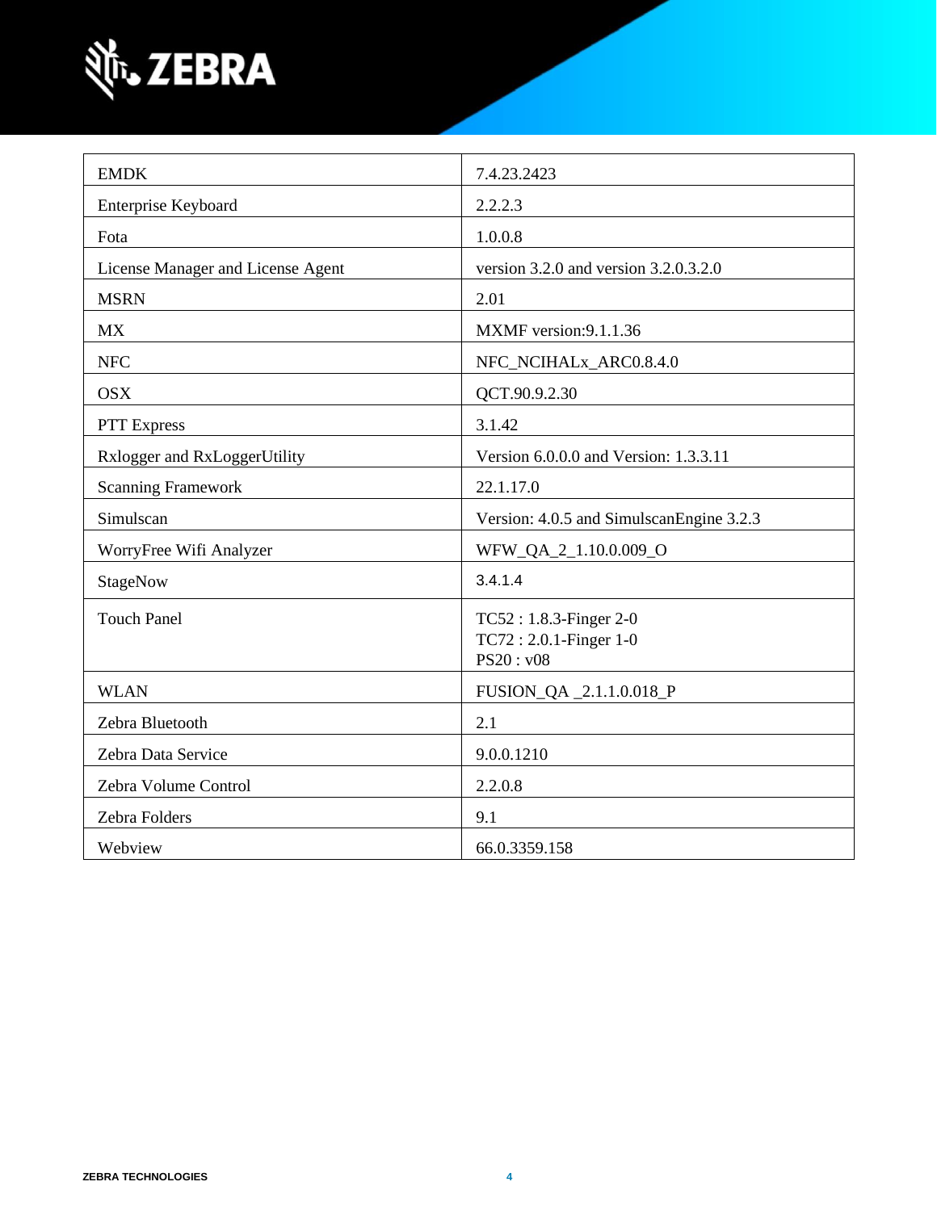| | |
|---|---|
| EMDK | 7.4.23.2423 |
| Enterprise Keyboard | 2.2.2.3 |
| Fota | 1.0.0.8 |
| License Manager and License Agent | version 3.2.0 and version 3.2.0.3.2.0 |
| MSRN | 2.01 |
| MX | MXMF version:9.1.1.36 |
| NFC | NFC_NCIHALx_ARC0.8.4.0 |
| OSX | QCT.90.9.2.30 |
| PTT Express | 3.1.42 |
| Rxlogger and RxLoggerUtility | Version 6.0.0.0 and Version: 1.3.3.11 |
| Scanning Framework | 22.1.17.0 |
| Simulscan | Version: 4.0.5 and SimulscanEngine 3.2.3 |
| WorryFree Wifi Analyzer | WFW_QA_2_1.10.0.009_O |
| StageNow | 3.4.1.4 |
| Touch Panel | TC52 : 1.8.3-Finger 2-0<br>TC72 : 2.0.1-Finger 1-0<br>PS20 : v08 |
| WLAN | FUSION_QA _2.1.1.0.018_P |
| Zebra Bluetooth | 2.1 |
| Zebra Data Service | 9.0.0.1210 |
| Zebra Volume Control | 2.2.0.8 |
| Zebra Folders | 9.1 |
| Webview | 66.0.3359.158 |